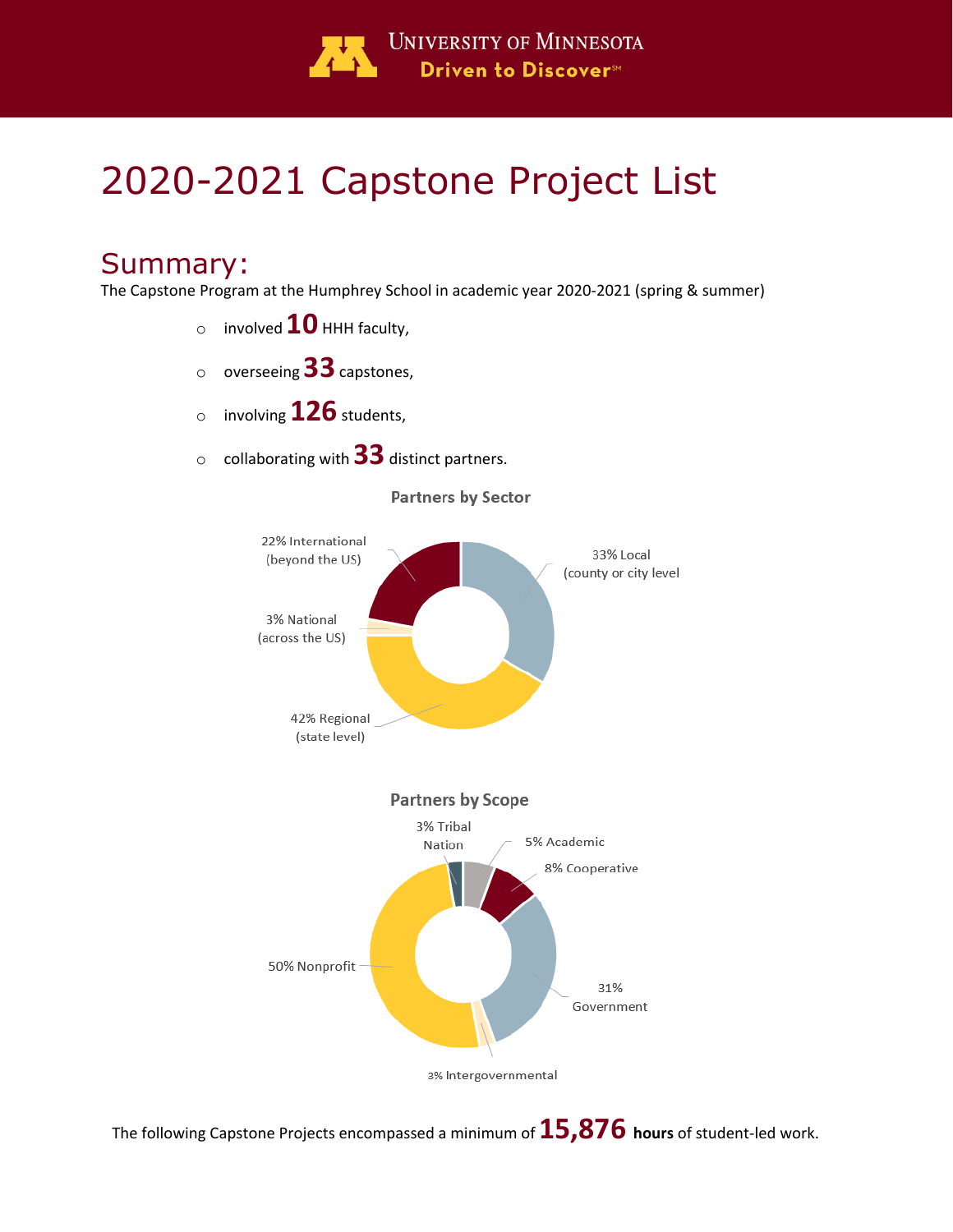University of Minnesota
Driven to Discover℠

# 2020-2021 Capstone Project List

## Summary:

The Capstone Program at the Humphrey School in academic year 2020-2021 (spring & summer)

- involved **10** HHH faculty,
- overseeing **33** capstones,
- involving **126** students,
- collaborating with **33** distinct partners.

**Partners by Sector**

- 33% Local (county or city level
- 42% Regional (state level)
- 3% National (across the US)
- 22% International (beyond the US)

**Partners by Scope**

- 5% Academic
- 8% Cooperative
- 31% Government
- 3% Intergovernmental
- 50% Nonprofit
- 3% Tribal Nation

The following Capstone Projects encompassed a minimum of **15,876 hours** of student-led work.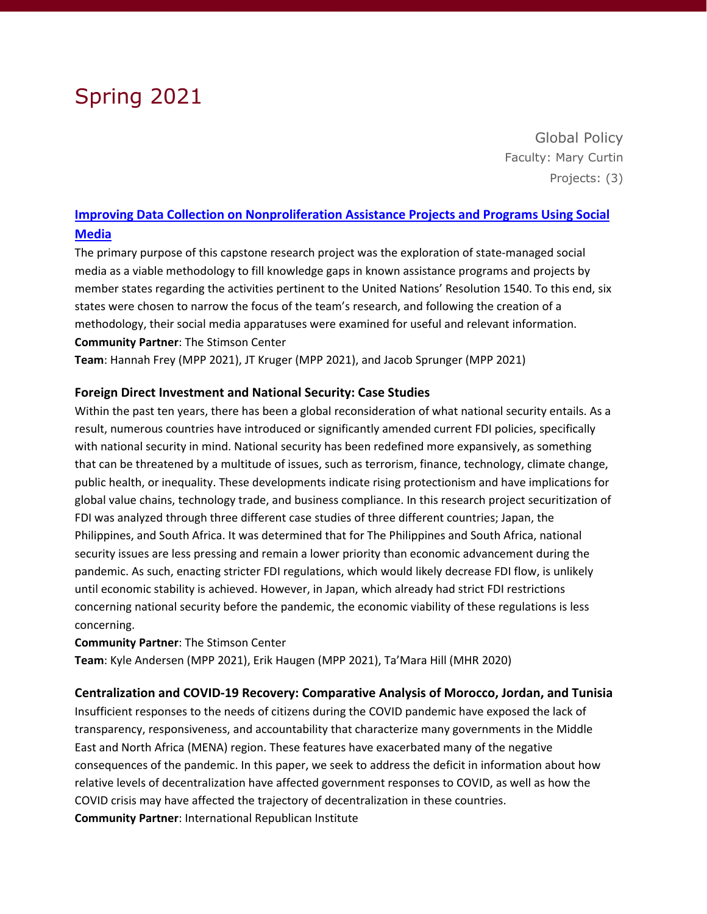# Spring 2021

Global Policy
Faculty: Mary Curtin
Projects: (3)

### Improving Data Collection on Nonproliferation Assistance Projects and Programs Using Social Media

The primary purpose of this capstone research project was the exploration of state-managed social media as a viable methodology to fill knowledge gaps in known assistance programs and projects by member states regarding the activities pertinent to the United Nations' Resolution 1540. To this end, six states were chosen to narrow the focus of the team's research, and following the creation of a methodology, their social media apparatuses were examined for useful and relevant information.

**Community Partner**: The Stimson Center

**Team**: Hannah Frey (MPP 2021), JT Kruger (MPP 2021), and Jacob Sprunger (MPP 2021)

### Foreign Direct Investment and National Security: Case Studies

Within the past ten years, there has been a global reconsideration of what national security entails. As a result, numerous countries have introduced or significantly amended current FDI policies, specifically with national security in mind. National security has been redefined more expansively, as something that can be threatened by a multitude of issues, such as terrorism, finance, technology, climate change, public health, or inequality. These developments indicate rising protectionism and have implications for global value chains, technology trade, and business compliance. In this research project securitization of FDI was analyzed through three different case studies of three different countries; Japan, the Philippines, and South Africa. It was determined that for The Philippines and South Africa, national security issues are less pressing and remain a lower priority than economic advancement during the pandemic. As such, enacting stricter FDI regulations, which would likely decrease FDI flow, is unlikely until economic stability is achieved. However, in Japan, which already had strict FDI restrictions concerning national security before the pandemic, the economic viability of these regulations is less concerning.

**Community Partner**: The Stimson Center

**Team**: Kyle Andersen (MPP 2021), Erik Haugen (MPP 2021), Ta'Mara Hill (MHR 2020)

### Centralization and COVID-19 Recovery: Comparative Analysis of Morocco, Jordan, and Tunisia

Insufficient responses to the needs of citizens during the COVID pandemic have exposed the lack of transparency, responsiveness, and accountability that characterize many governments in the Middle East and North Africa (MENA) region. These features have exacerbated many of the negative consequences of the pandemic. In this paper, we seek to address the deficit in information about how relative levels of decentralization have affected government responses to COVID, as well as how the COVID crisis may have affected the trajectory of decentralization in these countries.

**Community Partner**: International Republican Institute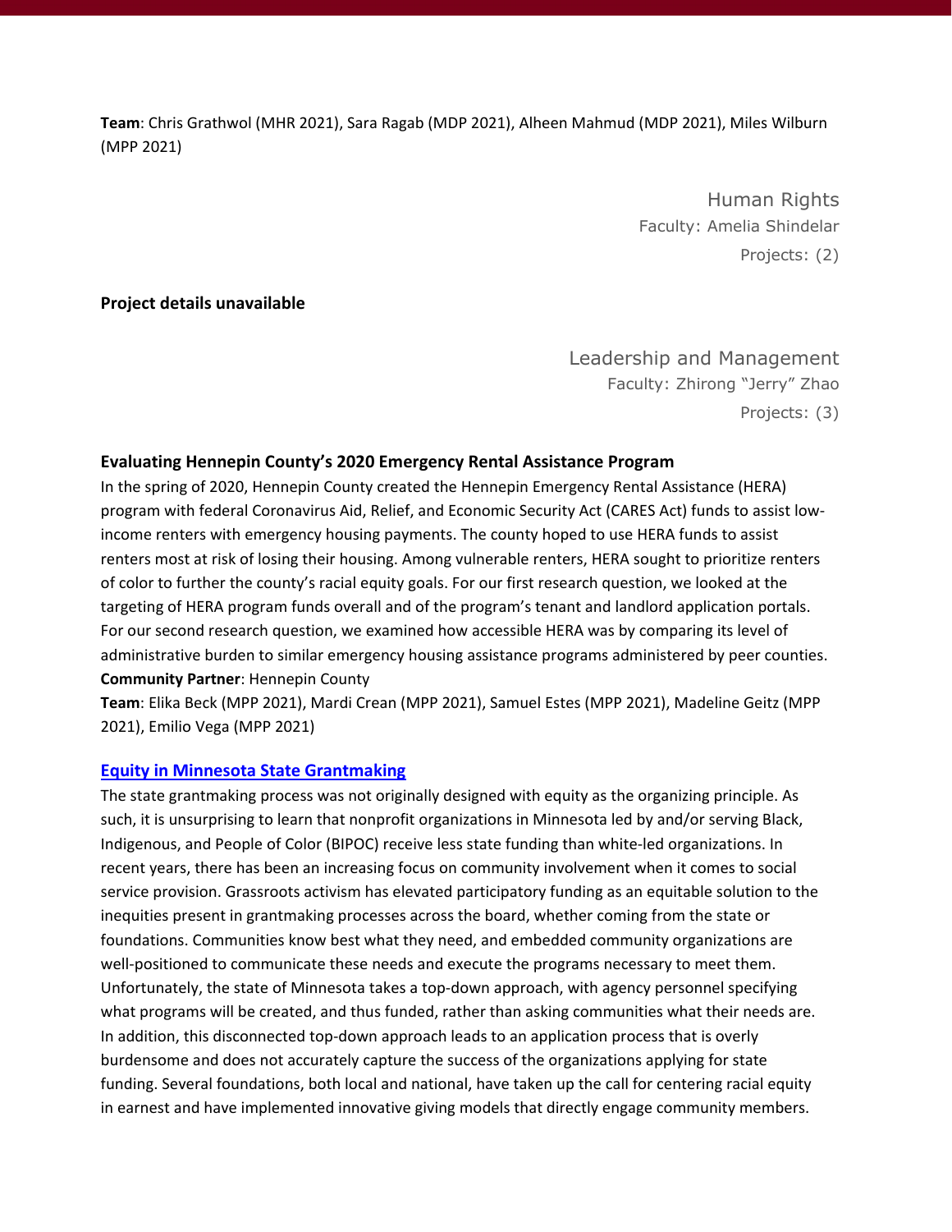**Team**: Chris Grathwol (MHR 2021), Sara Ragab (MDP 2021), Alheen Mahmud (MDP 2021), Miles Wilburn (MPP 2021)

## Human Rights

Faculty: Amelia Shindelar

Projects: (2)

**Project details unavailable**

## Leadership and Management

Faculty: Zhirong "Jerry" Zhao

Projects: (3)

### Evaluating Hennepin County's 2020 Emergency Rental Assistance Program

In the spring of 2020, Hennepin County created the Hennepin Emergency Rental Assistance (HERA) program with federal Coronavirus Aid, Relief, and Economic Security Act (CARES Act) funds to assist low-income renters with emergency housing payments. The county hoped to use HERA funds to assist renters most at risk of losing their housing. Among vulnerable renters, HERA sought to prioritize renters of color to further the county's racial equity goals. For our first research question, we looked at the targeting of HERA program funds overall and of the program's tenant and landlord application portals. For our second research question, we examined how accessible HERA was by comparing its level of administrative burden to similar emergency housing assistance programs administered by peer counties.

**Community Partner**: Hennepin County

**Team**: Elika Beck (MPP 2021), Mardi Crean (MPP 2021), Samuel Estes (MPP 2021), Madeline Geitz (MPP 2021), Emilio Vega (MPP 2021)

### Equity in Minnesota State Grantmaking

The state grantmaking process was not originally designed with equity as the organizing principle. As such, it is unsurprising to learn that nonprofit organizations in Minnesota led by and/or serving Black, Indigenous, and People of Color (BIPOC) receive less state funding than white-led organizations. In recent years, there has been an increasing focus on community involvement when it comes to social service provision. Grassroots activism has elevated participatory funding as an equitable solution to the inequities present in grantmaking processes across the board, whether coming from the state or foundations. Communities know best what they need, and embedded community organizations are well-positioned to communicate these needs and execute the programs necessary to meet them. Unfortunately, the state of Minnesota takes a top-down approach, with agency personnel specifying what programs will be created, and thus funded, rather than asking communities what their needs are. In addition, this disconnected top-down approach leads to an application process that is overly burdensome and does not accurately capture the success of the organizations applying for state funding. Several foundations, both local and national, have taken up the call for centering racial equity in earnest and have implemented innovative giving models that directly engage community members.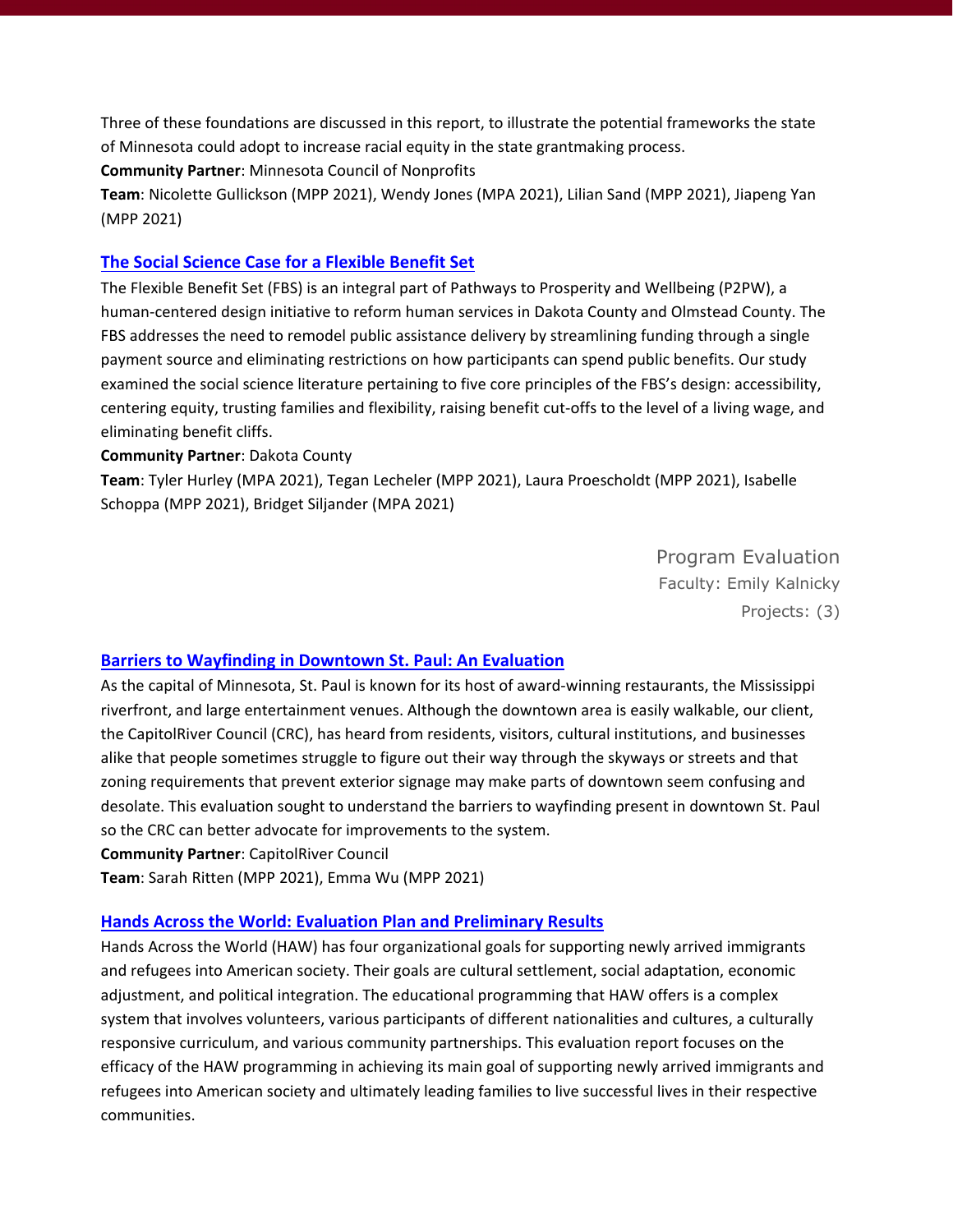Three of these foundations are discussed in this report, to illustrate the potential frameworks the state of Minnesota could adopt to increase racial equity in the state grantmaking process.

**Community Partner**: Minnesota Council of Nonprofits

**Team**: Nicolette Gullickson (MPP 2021), Wendy Jones (MPA 2021), Lilian Sand (MPP 2021), Jiapeng Yan (MPP 2021)

### The Social Science Case for a Flexible Benefit Set

The Flexible Benefit Set (FBS) is an integral part of Pathways to Prosperity and Wellbeing (P2PW), a human-centered design initiative to reform human services in Dakota County and Olmstead County. The FBS addresses the need to remodel public assistance delivery by streamlining funding through a single payment source and eliminating restrictions on how participants can spend public benefits. Our study examined the social science literature pertaining to five core principles of the FBS's design: accessibility, centering equity, trusting families and flexibility, raising benefit cut-offs to the level of a living wage, and eliminating benefit cliffs.

**Community Partner**: Dakota County

**Team**: Tyler Hurley (MPA 2021), Tegan Lecheler (MPP 2021), Laura Proescholdt (MPP 2021), Isabelle Schoppa (MPP 2021), Bridget Siljander (MPA 2021)

## Program Evaluation

Faculty: Emily Kalnicky

Projects: (3)

### Barriers to Wayfinding in Downtown St. Paul: An Evaluation

As the capital of Minnesota, St. Paul is known for its host of award-winning restaurants, the Mississippi riverfront, and large entertainment venues. Although the downtown area is easily walkable, our client, the CapitolRiver Council (CRC), has heard from residents, visitors, cultural institutions, and businesses alike that people sometimes struggle to figure out their way through the skyways or streets and that zoning requirements that prevent exterior signage may make parts of downtown seem confusing and desolate. This evaluation sought to understand the barriers to wayfinding present in downtown St. Paul so the CRC can better advocate for improvements to the system.

**Community Partner**: CapitolRiver Council

**Team**: Sarah Ritten (MPP 2021), Emma Wu (MPP 2021)

### Hands Across the World: Evaluation Plan and Preliminary Results

Hands Across the World (HAW) has four organizational goals for supporting newly arrived immigrants and refugees into American society. Their goals are cultural settlement, social adaptation, economic adjustment, and political integration. The educational programming that HAW offers is a complex system that involves volunteers, various participants of different nationalities and cultures, a culturally responsive curriculum, and various community partnerships. This evaluation report focuses on the efficacy of the HAW programming in achieving its main goal of supporting newly arrived immigrants and refugees into American society and ultimately leading families to live successful lives in their respective communities.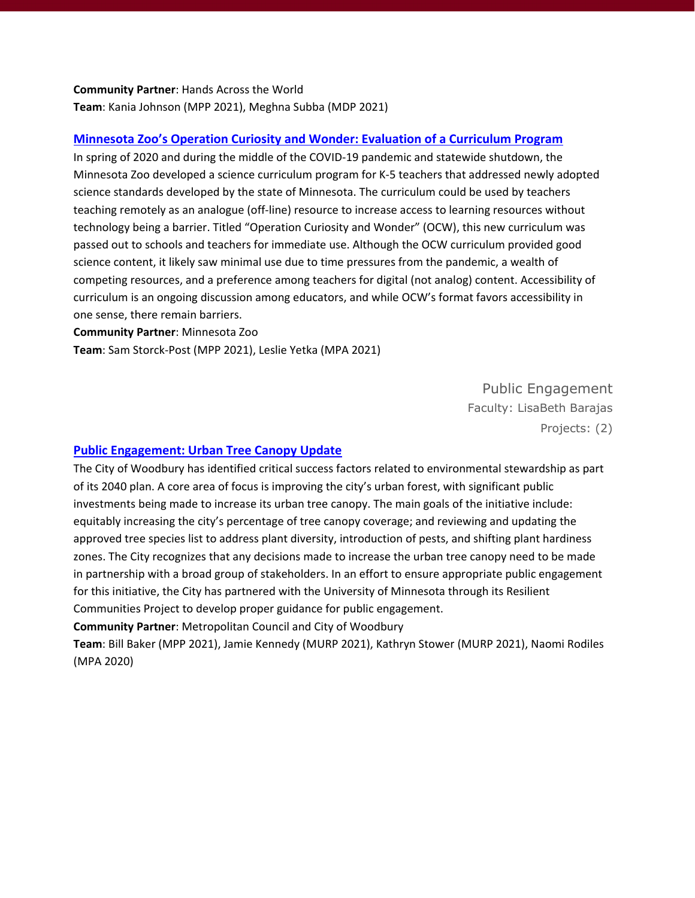**Community Partner**: Hands Across the World
**Team**: Kania Johnson (MPP 2021), Meghna Subba (MDP 2021)

### Minnesota Zoo's Operation Curiosity and Wonder: Evaluation of a Curriculum Program

In spring of 2020 and during the middle of the COVID-19 pandemic and statewide shutdown, the Minnesota Zoo developed a science curriculum program for K-5 teachers that addressed newly adopted science standards developed by the state of Minnesota. The curriculum could be used by teachers teaching remotely as an analogue (off-line) resource to increase access to learning resources without technology being a barrier. Titled "Operation Curiosity and Wonder" (OCW), this new curriculum was passed out to schools and teachers for immediate use. Although the OCW curriculum provided good science content, it likely saw minimal use due to time pressures from the pandemic, a wealth of competing resources, and a preference among teachers for digital (not analog) content. Accessibility of curriculum is an ongoing discussion among educators, and while OCW's format favors accessibility in one sense, there remain barriers.

**Community Partner**: Minnesota Zoo
**Team**: Sam Storck-Post (MPP 2021), Leslie Yetka (MPA 2021)

## Public Engagement

Faculty: LisaBeth Barajas

Projects: (2)

### Public Engagement: Urban Tree Canopy Update

The City of Woodbury has identified critical success factors related to environmental stewardship as part of its 2040 plan. A core area of focus is improving the city's urban forest, with significant public investments being made to increase its urban tree canopy. The main goals of the initiative include: equitably increasing the city's percentage of tree canopy coverage; and reviewing and updating the approved tree species list to address plant diversity, introduction of pests, and shifting plant hardiness zones. The City recognizes that any decisions made to increase the urban tree canopy need to be made in partnership with a broad group of stakeholders. In an effort to ensure appropriate public engagement for this initiative, the City has partnered with the University of Minnesota through its Resilient Communities Project to develop proper guidance for public engagement.

**Community Partner**: Metropolitan Council and City of Woodbury
**Team**: Bill Baker (MPP 2021), Jamie Kennedy (MURP 2021), Kathryn Stower (MURP 2021), Naomi Rodiles (MPA 2020)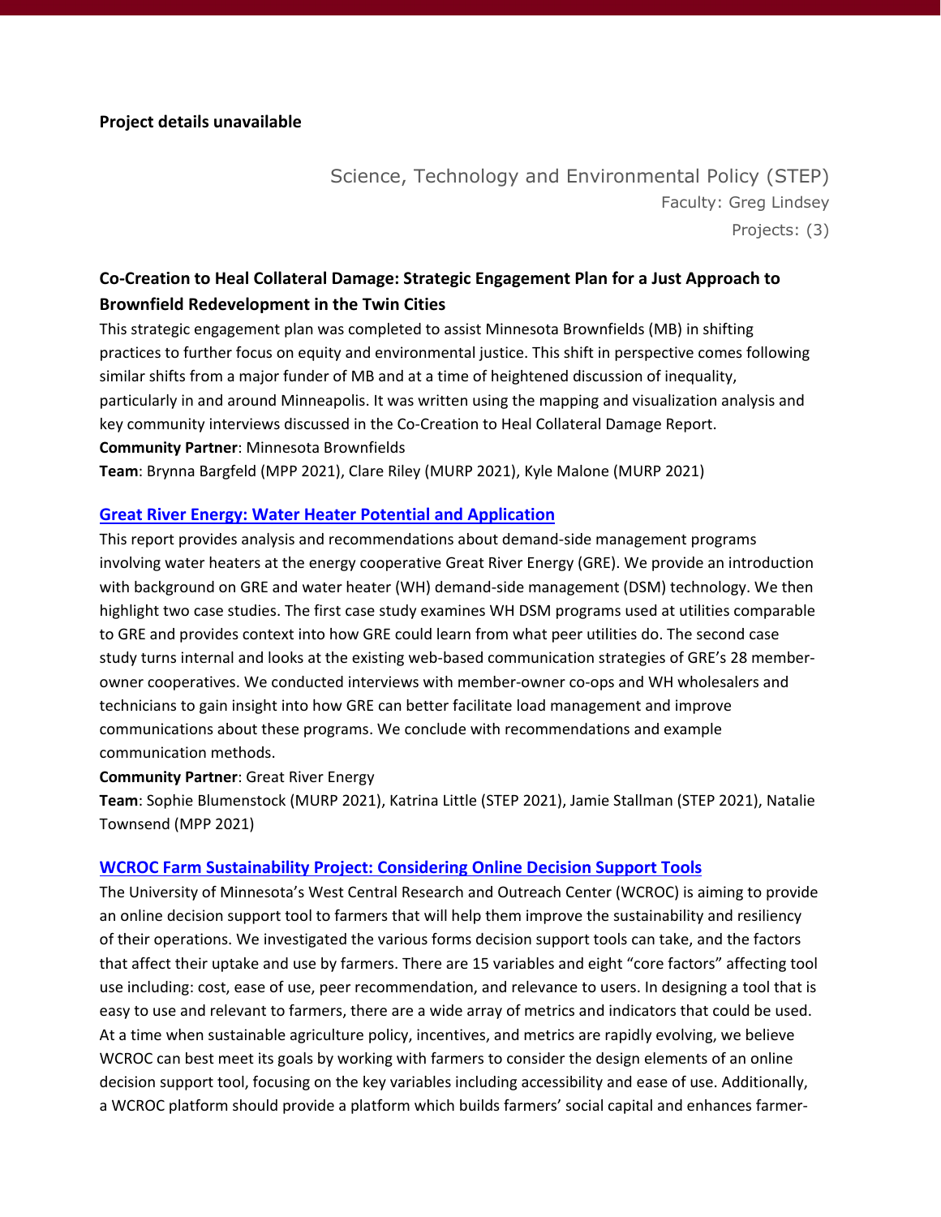**Project details unavailable**

## Science, Technology and Environmental Policy (STEP)

Faculty: Greg Lindsey

Projects: (3)

### Co-Creation to Heal Collateral Damage: Strategic Engagement Plan for a Just Approach to Brownfield Redevelopment in the Twin Cities

This strategic engagement plan was completed to assist Minnesota Brownfields (MB) in shifting practices to further focus on equity and environmental justice. This shift in perspective comes following similar shifts from a major funder of MB and at a time of heightened discussion of inequality, particularly in and around Minneapolis. It was written using the mapping and visualization analysis and key community interviews discussed in the Co-Creation to Heal Collateral Damage Report.

**Community Partner**: Minnesota Brownfields

**Team**: Brynna Bargfeld (MPP 2021), Clare Riley (MURP 2021), Kyle Malone (MURP 2021)

### Great River Energy: Water Heater Potential and Application

This report provides analysis and recommendations about demand-side management programs involving water heaters at the energy cooperative Great River Energy (GRE). We provide an introduction with background on GRE and water heater (WH) demand-side management (DSM) technology. We then highlight two case studies. The first case study examines WH DSM programs used at utilities comparable to GRE and provides context into how GRE could learn from what peer utilities do. The second case study turns internal and looks at the existing web-based communication strategies of GRE's 28 member-owner cooperatives. We conducted interviews with member-owner co-ops and WH wholesalers and technicians to gain insight into how GRE can better facilitate load management and improve communications about these programs. We conclude with recommendations and example communication methods.

**Community Partner**: Great River Energy

**Team**: Sophie Blumenstock (MURP 2021), Katrina Little (STEP 2021), Jamie Stallman (STEP 2021), Natalie Townsend (MPP 2021)

### WCROC Farm Sustainability Project: Considering Online Decision Support Tools

The University of Minnesota's West Central Research and Outreach Center (WCROC) is aiming to provide an online decision support tool to farmers that will help them improve the sustainability and resiliency of their operations. We investigated the various forms decision support tools can take, and the factors that affect their uptake and use by farmers. There are 15 variables and eight "core factors" affecting tool use including: cost, ease of use, peer recommendation, and relevance to users. In designing a tool that is easy to use and relevant to farmers, there are a wide array of metrics and indicators that could be used. At a time when sustainable agriculture policy, incentives, and metrics are rapidly evolving, we believe WCROC can best meet its goals by working with farmers to consider the design elements of an online decision support tool, focusing on the key variables including accessibility and ease of use. Additionally, a WCROC platform should provide a platform which builds farmers' social capital and enhances farmer-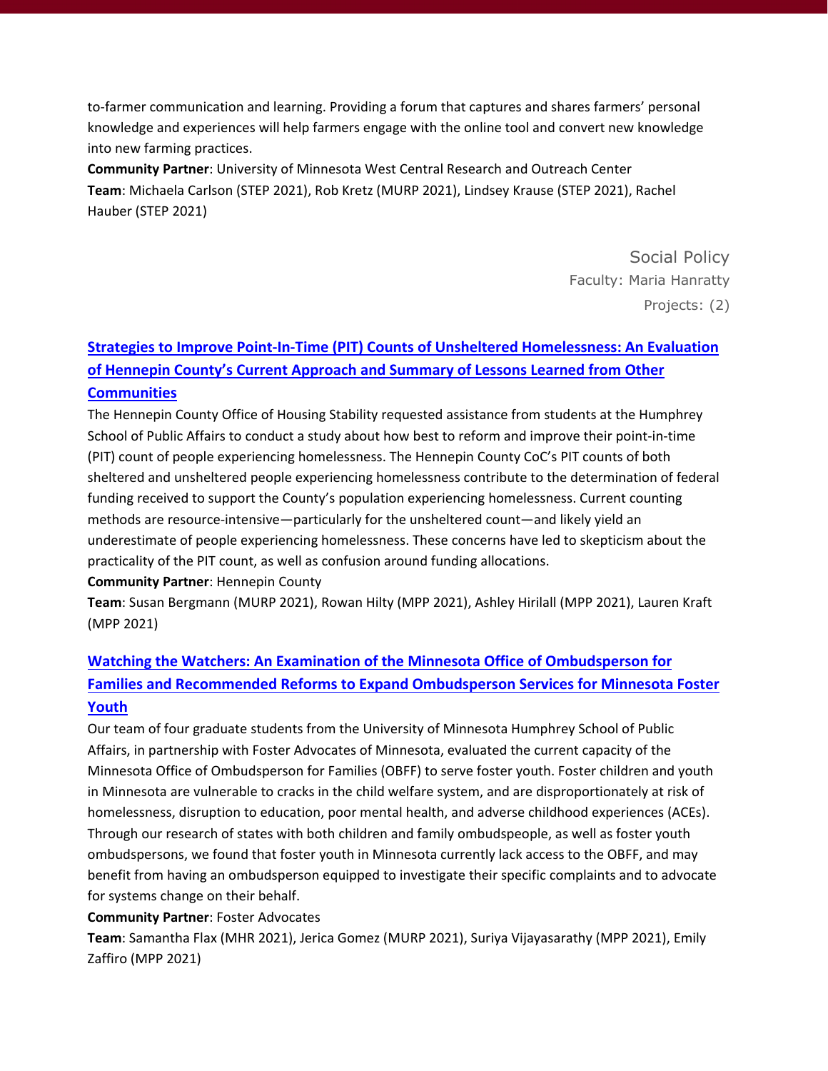to-farmer communication and learning. Providing a forum that captures and shares farmers' personal knowledge and experiences will help farmers engage with the online tool and convert new knowledge into new farming practices.

**Community Partner**: University of Minnesota West Central Research and Outreach Center

**Team**: Michaela Carlson (STEP 2021), Rob Kretz (MURP 2021), Lindsey Krause (STEP 2021), Rachel Hauber (STEP 2021)

## Social Policy

Faculty: Maria Hanratty

Projects: (2)

### Strategies to Improve Point-In-Time (PIT) Counts of Unsheltered Homelessness: An Evaluation of Hennepin County's Current Approach and Summary of Lessons Learned from Other Communities

The Hennepin County Office of Housing Stability requested assistance from students at the Humphrey School of Public Affairs to conduct a study about how best to reform and improve their point-in-time (PIT) count of people experiencing homelessness. The Hennepin County CoC's PIT counts of both sheltered and unsheltered people experiencing homelessness contribute to the determination of federal funding received to support the County's population experiencing homelessness. Current counting methods are resource-intensive—particularly for the unsheltered count—and likely yield an underestimate of people experiencing homelessness. These concerns have led to skepticism about the practicality of the PIT count, as well as confusion around funding allocations.

**Community Partner**: Hennepin County

**Team**: Susan Bergmann (MURP 2021), Rowan Hilty (MPP 2021), Ashley Hirilall (MPP 2021), Lauren Kraft (MPP 2021)

### Watching the Watchers: An Examination of the Minnesota Office of Ombudsperson for Families and Recommended Reforms to Expand Ombudsperson Services for Minnesota Foster Youth

Our team of four graduate students from the University of Minnesota Humphrey School of Public Affairs, in partnership with Foster Advocates of Minnesota, evaluated the current capacity of the Minnesota Office of Ombudsperson for Families (OBFF) to serve foster youth. Foster children and youth in Minnesota are vulnerable to cracks in the child welfare system, and are disproportionately at risk of homelessness, disruption to education, poor mental health, and adverse childhood experiences (ACEs). Through our research of states with both children and family ombudspeople, as well as foster youth ombudspersons, we found that foster youth in Minnesota currently lack access to the OBFF, and may benefit from having an ombudsperson equipped to investigate their specific complaints and to advocate for systems change on their behalf.

**Community Partner**: Foster Advocates

**Team**: Samantha Flax (MHR 2021), Jerica Gomez (MURP 2021), Suriya Vijayasarathy (MPP 2021), Emily Zaffiro (MPP 2021)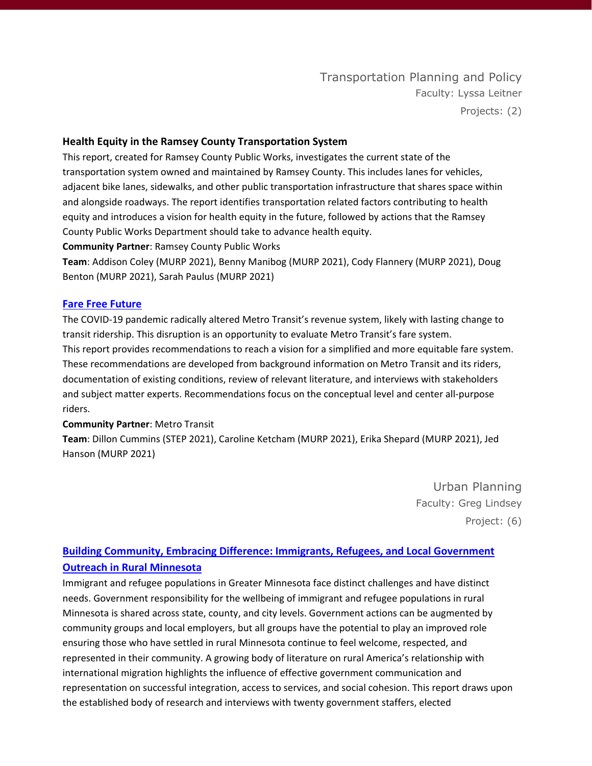## Transportation Planning and Policy

Faculty: Lyssa Leitner

Projects: (2)

### Health Equity in the Ramsey County Transportation System

This report, created for Ramsey County Public Works, investigates the current state of the transportation system owned and maintained by Ramsey County. This includes lanes for vehicles, adjacent bike lanes, sidewalks, and other public transportation infrastructure that shares space within and alongside roadways. The report identifies transportation related factors contributing to health equity and introduces a vision for health equity in the future, followed by actions that the Ramsey County Public Works Department should take to advance health equity.

**Community Partner**: Ramsey County Public Works

**Team**: Addison Coley (MURP 2021), Benny Manibog (MURP 2021), Cody Flannery (MURP 2021), Doug Benton (MURP 2021), Sarah Paulus (MURP 2021)

### Fare Free Future

The COVID-19 pandemic radically altered Metro Transit's revenue system, likely with lasting change to transit ridership. This disruption is an opportunity to evaluate Metro Transit's fare system. This report provides recommendations to reach a vision for a simplified and more equitable fare system. These recommendations are developed from background information on Metro Transit and its riders, documentation of existing conditions, review of relevant literature, and interviews with stakeholders and subject matter experts. Recommendations focus on the conceptual level and center all-purpose riders.

**Community Partner**: Metro Transit

**Team**: Dillon Cummins (STEP 2021), Caroline Ketcham (MURP 2021), Erika Shepard (MURP 2021), Jed Hanson (MURP 2021)

## Urban Planning

Faculty: Greg Lindsey

Project: (6)

### Building Community, Embracing Difference: Immigrants, Refugees, and Local Government Outreach in Rural Minnesota

Immigrant and refugee populations in Greater Minnesota face distinct challenges and have distinct needs. Government responsibility for the wellbeing of immigrant and refugee populations in rural Minnesota is shared across state, county, and city levels. Government actions can be augmented by community groups and local employers, but all groups have the potential to play an improved role ensuring those who have settled in rural Minnesota continue to feel welcome, respected, and represented in their community. A growing body of literature on rural America's relationship with international migration highlights the influence of effective government communication and representation on successful integration, access to services, and social cohesion. This report draws upon the established body of research and interviews with twenty government staffers, elected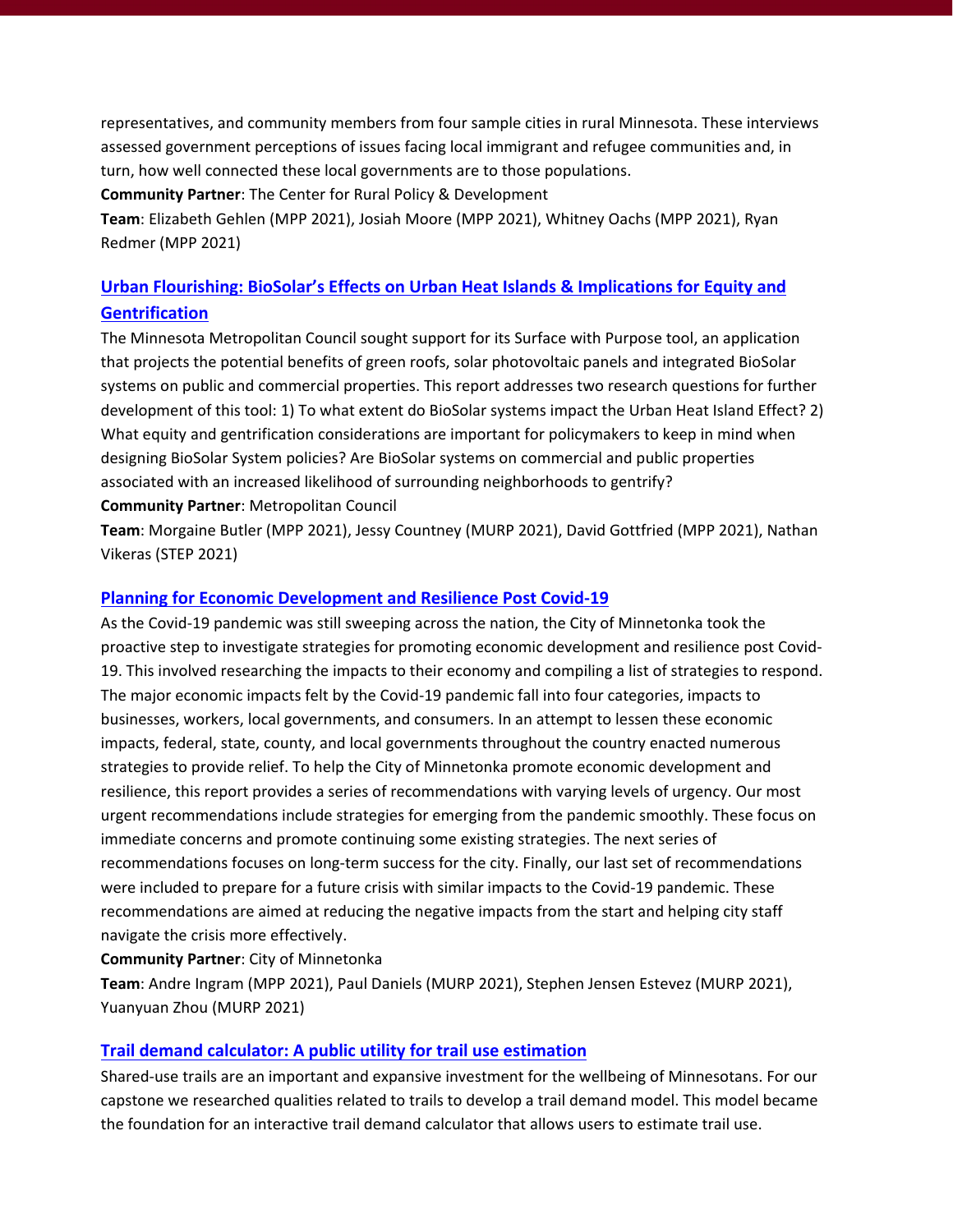representatives, and community members from four sample cities in rural Minnesota. These interviews assessed government perceptions of issues facing local immigrant and refugee communities and, in turn, how well connected these local governments are to those populations.

**Community Partner**: The Center for Rural Policy & Development

**Team**: Elizabeth Gehlen (MPP 2021), Josiah Moore (MPP 2021), Whitney Oachs (MPP 2021), Ryan Redmer (MPP 2021)

### Urban Flourishing: BioSolar's Effects on Urban Heat Islands & Implications for Equity and Gentrification

The Minnesota Metropolitan Council sought support for its Surface with Purpose tool, an application that projects the potential benefits of green roofs, solar photovoltaic panels and integrated BioSolar systems on public and commercial properties. This report addresses two research questions for further development of this tool: 1) To what extent do BioSolar systems impact the Urban Heat Island Effect? 2) What equity and gentrification considerations are important for policymakers to keep in mind when designing BioSolar System policies? Are BioSolar systems on commercial and public properties associated with an increased likelihood of surrounding neighborhoods to gentrify?

**Community Partner**: Metropolitan Council

**Team**: Morgaine Butler (MPP 2021), Jessy Countney (MURP 2021), David Gottfried (MPP 2021), Nathan Vikeras (STEP 2021)

### Planning for Economic Development and Resilience Post Covid-19

As the Covid-19 pandemic was still sweeping across the nation, the City of Minnetonka took the proactive step to investigate strategies for promoting economic development and resilience post Covid-19. This involved researching the impacts to their economy and compiling a list of strategies to respond. The major economic impacts felt by the Covid-19 pandemic fall into four categories, impacts to businesses, workers, local governments, and consumers. In an attempt to lessen these economic impacts, federal, state, county, and local governments throughout the country enacted numerous strategies to provide relief. To help the City of Minnetonka promote economic development and resilience, this report provides a series of recommendations with varying levels of urgency. Our most urgent recommendations include strategies for emerging from the pandemic smoothly. These focus on immediate concerns and promote continuing some existing strategies. The next series of recommendations focuses on long-term success for the city. Finally, our last set of recommendations were included to prepare for a future crisis with similar impacts to the Covid-19 pandemic. These recommendations are aimed at reducing the negative impacts from the start and helping city staff navigate the crisis more effectively.

**Community Partner**: City of Minnetonka

**Team**: Andre Ingram (MPP 2021), Paul Daniels (MURP 2021), Stephen Jensen Estevez (MURP 2021), Yuanyuan Zhou (MURP 2021)

### Trail demand calculator: A public utility for trail use estimation

Shared-use trails are an important and expansive investment for the wellbeing of Minnesotans. For our capstone we researched qualities related to trails to develop a trail demand model. This model became the foundation for an interactive trail demand calculator that allows users to estimate trail use.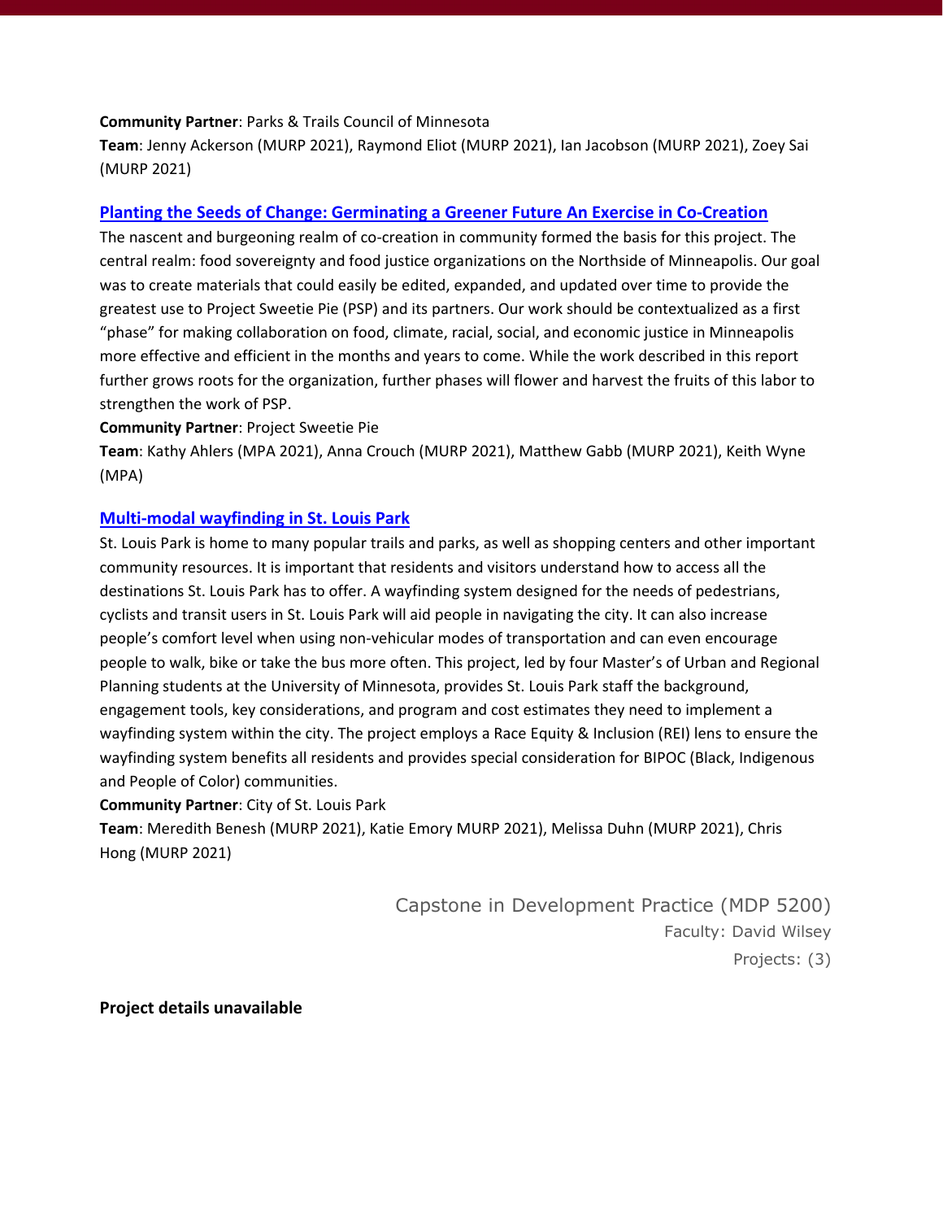**Community Partner**: Parks & Trails Council of Minnesota
**Team**: Jenny Ackerson (MURP 2021), Raymond Eliot (MURP 2021), Ian Jacobson (MURP 2021), Zoey Sai (MURP 2021)

### Planting the Seeds of Change: Germinating a Greener Future An Exercise in Co-Creation

The nascent and burgeoning realm of co-creation in community formed the basis for this project. The central realm: food sovereignty and food justice organizations on the Northside of Minneapolis. Our goal was to create materials that could easily be edited, expanded, and updated over time to provide the greatest use to Project Sweetie Pie (PSP) and its partners. Our work should be contextualized as a first "phase" for making collaboration on food, climate, racial, social, and economic justice in Minneapolis more effective and efficient in the months and years to come. While the work described in this report further grows roots for the organization, further phases will flower and harvest the fruits of this labor to strengthen the work of PSP.

**Community Partner**: Project Sweetie Pie
**Team**: Kathy Ahlers (MPA 2021), Anna Crouch (MURP 2021), Matthew Gabb (MURP 2021), Keith Wyne (MPA)

### Multi-modal wayfinding in St. Louis Park

St. Louis Park is home to many popular trails and parks, as well as shopping centers and other important community resources. It is important that residents and visitors understand how to access all the destinations St. Louis Park has to offer. A wayfinding system designed for the needs of pedestrians, cyclists and transit users in St. Louis Park will aid people in navigating the city. It can also increase people's comfort level when using non-vehicular modes of transportation and can even encourage people to walk, bike or take the bus more often. This project, led by four Master's of Urban and Regional Planning students at the University of Minnesota, provides St. Louis Park staff the background, engagement tools, key considerations, and program and cost estimates they need to implement a wayfinding system within the city. The project employs a Race Equity & Inclusion (REI) lens to ensure the wayfinding system benefits all residents and provides special consideration for BIPOC (Black, Indigenous and People of Color) communities.

**Community Partner**: City of St. Louis Park
**Team**: Meredith Benesh (MURP 2021), Katie Emory MURP 2021), Melissa Duhn (MURP 2021), Chris Hong (MURP 2021)

## Capstone in Development Practice (MDP 5200)

Faculty: David Wilsey
Projects: (3)

**Project details unavailable**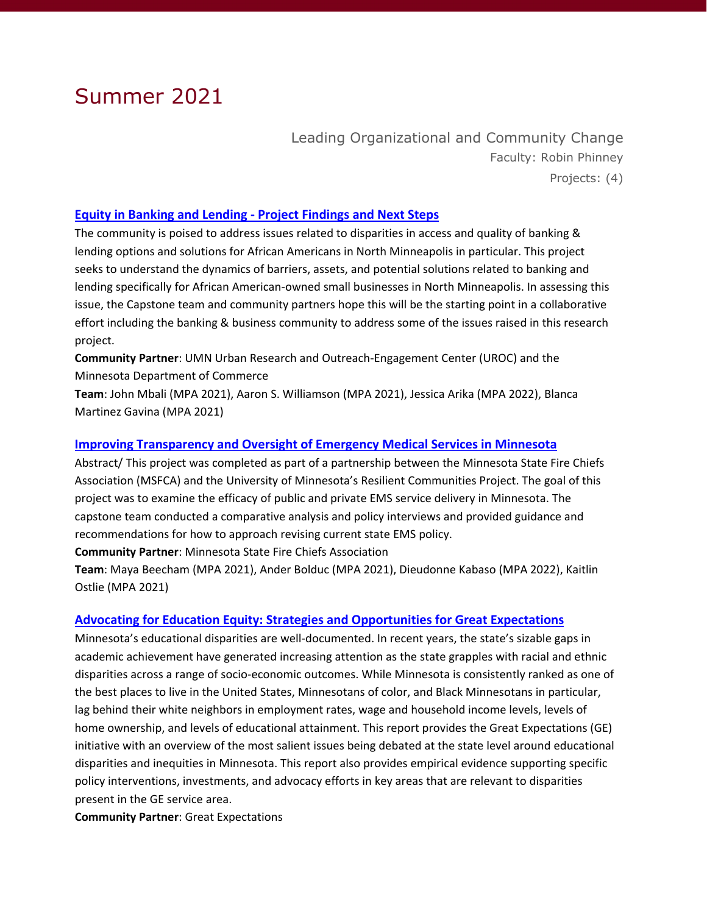# Summer 2021

Leading Organizational and Community Change
Faculty: Robin Phinney
Projects: (4)

### Equity in Banking and Lending - Project Findings and Next Steps

The community is poised to address issues related to disparities in access and quality of banking & lending options and solutions for African Americans in North Minneapolis in particular. This project seeks to understand the dynamics of barriers, assets, and potential solutions related to banking and lending specifically for African American-owned small businesses in North Minneapolis. In assessing this issue, the Capstone team and community partners hope this will be the starting point in a collaborative effort including the banking & business community to address some of the issues raised in this research project.

**Community Partner**: UMN Urban Research and Outreach-Engagement Center (UROC) and the Minnesota Department of Commerce

**Team**: John Mbali (MPA 2021), Aaron S. Williamson (MPA 2021), Jessica Arika (MPA 2022), Blanca Martinez Gavina (MPA 2021)

### Improving Transparency and Oversight of Emergency Medical Services in Minnesota

Abstract/ This project was completed as part of a partnership between the Minnesota State Fire Chiefs Association (MSFCA) and the University of Minnesota's Resilient Communities Project. The goal of this project was to examine the efficacy of public and private EMS service delivery in Minnesota. The capstone team conducted a comparative analysis and policy interviews and provided guidance and recommendations for how to approach revising current state EMS policy.

**Community Partner**: Minnesota State Fire Chiefs Association

**Team**: Maya Beecham (MPA 2021), Ander Bolduc (MPA 2021), Dieudonne Kabaso (MPA 2022), Kaitlin Ostlie (MPA 2021)

### Advocating for Education Equity: Strategies and Opportunities for Great Expectations

Minnesota's educational disparities are well-documented. In recent years, the state's sizable gaps in academic achievement have generated increasing attention as the state grapples with racial and ethnic disparities across a range of socio-economic outcomes. While Minnesota is consistently ranked as one of the best places to live in the United States, Minnesotans of color, and Black Minnesotans in particular, lag behind their white neighbors in employment rates, wage and household income levels, levels of home ownership, and levels of educational attainment. This report provides the Great Expectations (GE) initiative with an overview of the most salient issues being debated at the state level around educational disparities and inequities in Minnesota. This report also provides empirical evidence supporting specific policy interventions, investments, and advocacy efforts in key areas that are relevant to disparities present in the GE service area.

**Community Partner**: Great Expectations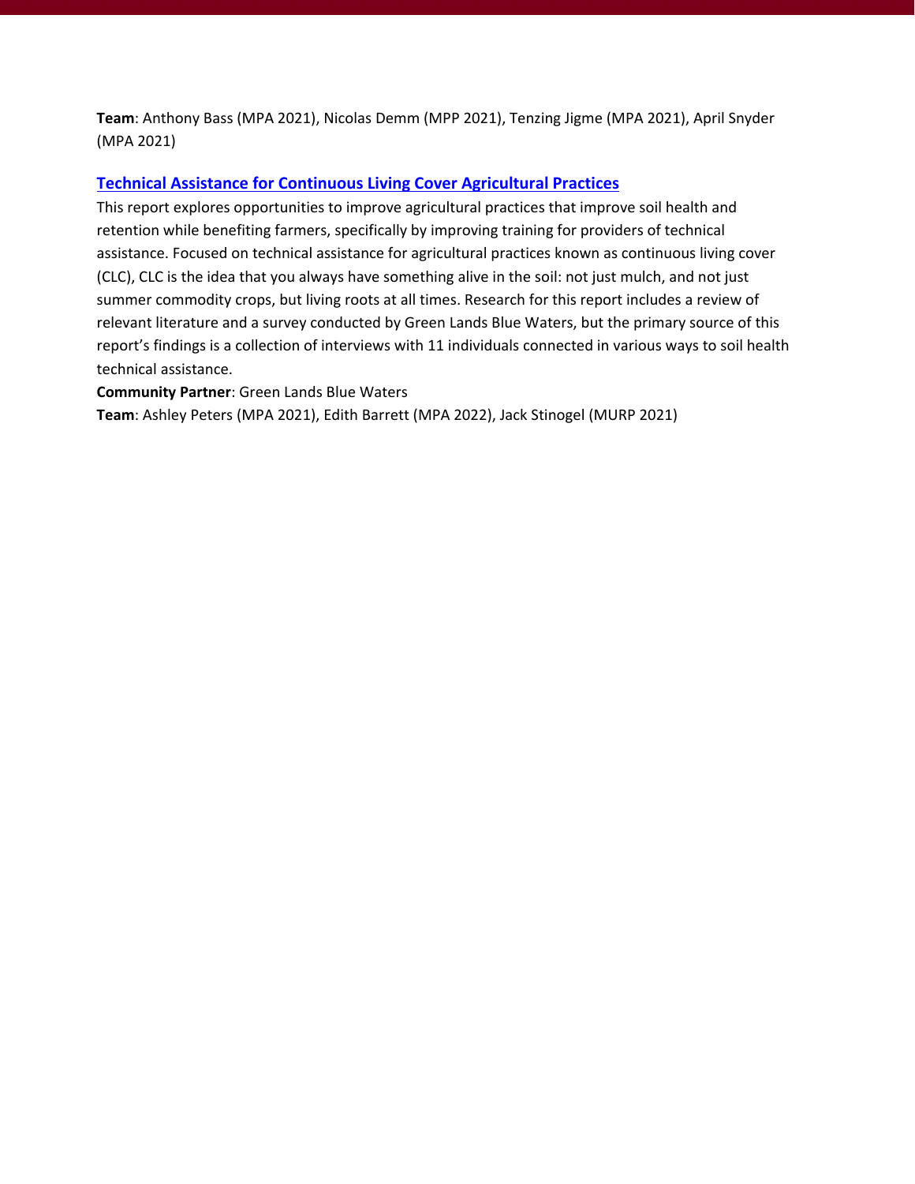**Team**: Anthony Bass (MPA 2021), Nicolas Demm (MPP 2021), Tenzing Jigme (MPA 2021), April Snyder (MPA 2021)

### Technical Assistance for Continuous Living Cover Agricultural Practices

This report explores opportunities to improve agricultural practices that improve soil health and retention while benefiting farmers, specifically by improving training for providers of technical assistance. Focused on technical assistance for agricultural practices known as continuous living cover (CLC), CLC is the idea that you always have something alive in the soil: not just mulch, and not just summer commodity crops, but living roots at all times. Research for this report includes a review of relevant literature and a survey conducted by Green Lands Blue Waters, but the primary source of this report's findings is a collection of interviews with 11 individuals connected in various ways to soil health technical assistance.

**Community Partner**: Green Lands Blue Waters

**Team**: Ashley Peters (MPA 2021), Edith Barrett (MPA 2022), Jack Stinogel (MURP 2021)